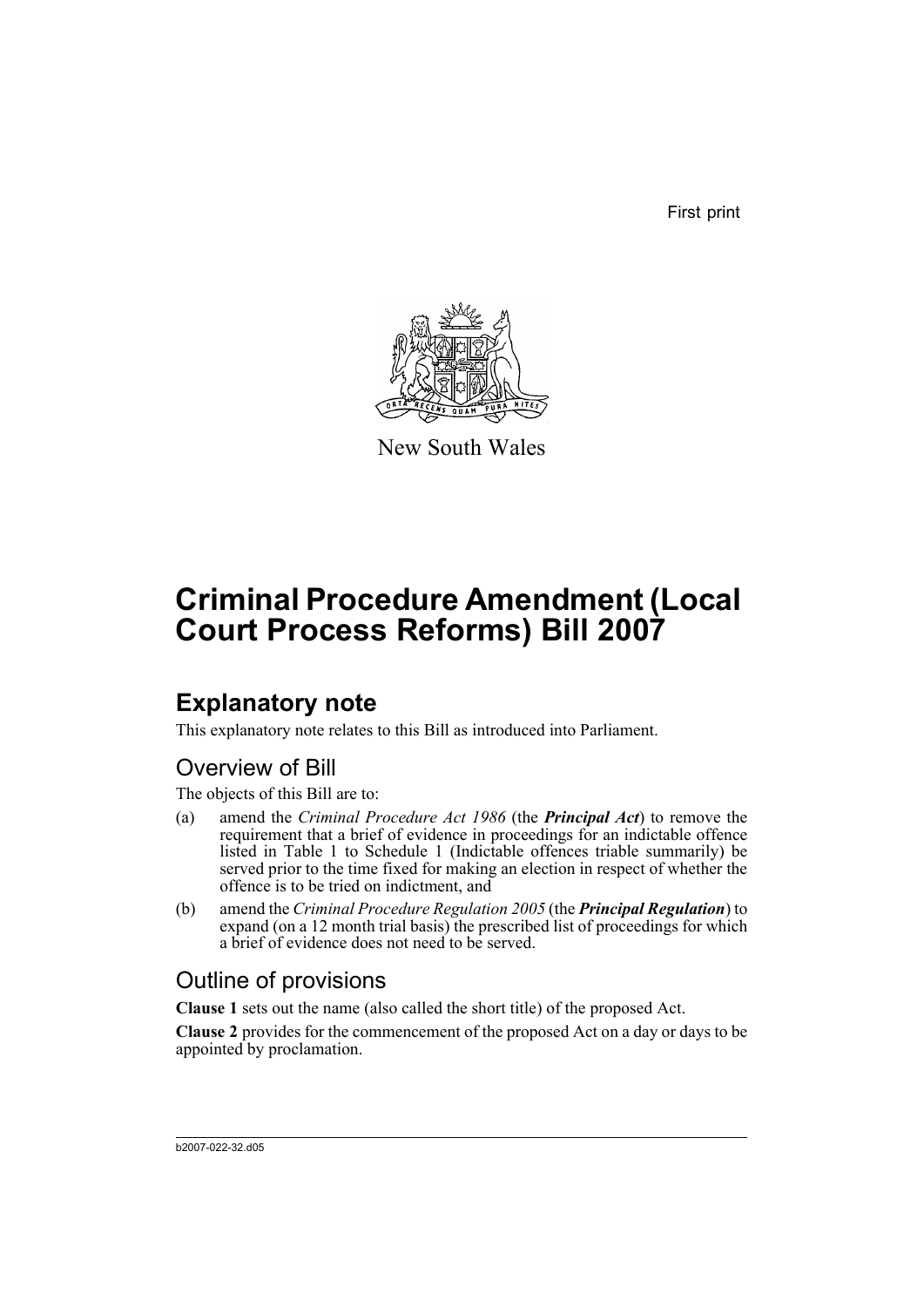First print

New South Wales

# Criminal Procedure Amendment (Local Court Process Reforms) Bill 2007

## Explanatory note

This explanatory note relates to this Bill as introduced into Parliament.

### Overview of Bill

The objects of this Bill are to:

(a) amend the *Criminal Procedure Act 1986* (the ***Principal Act***) to remove the requirement that a brief of evidence in proceedings for an indictable offence listed in Table 1 to Schedule 1 (Indictable offences triable summarily) be served prior to the time fixed for making an election in respect of whether the offence is to be tried on indictment, and

(b) amend the *Criminal Procedure Regulation 2005* (the ***Principal Regulation***) to expand (on a 12 month trial basis) the prescribed list of proceedings for which a brief of evidence does not need to be served.

### Outline of provisions

**Clause 1** sets out the name (also called the short title) of the proposed Act.

**Clause 2** provides for the commencement of the proposed Act on a day or days to be appointed by proclamation.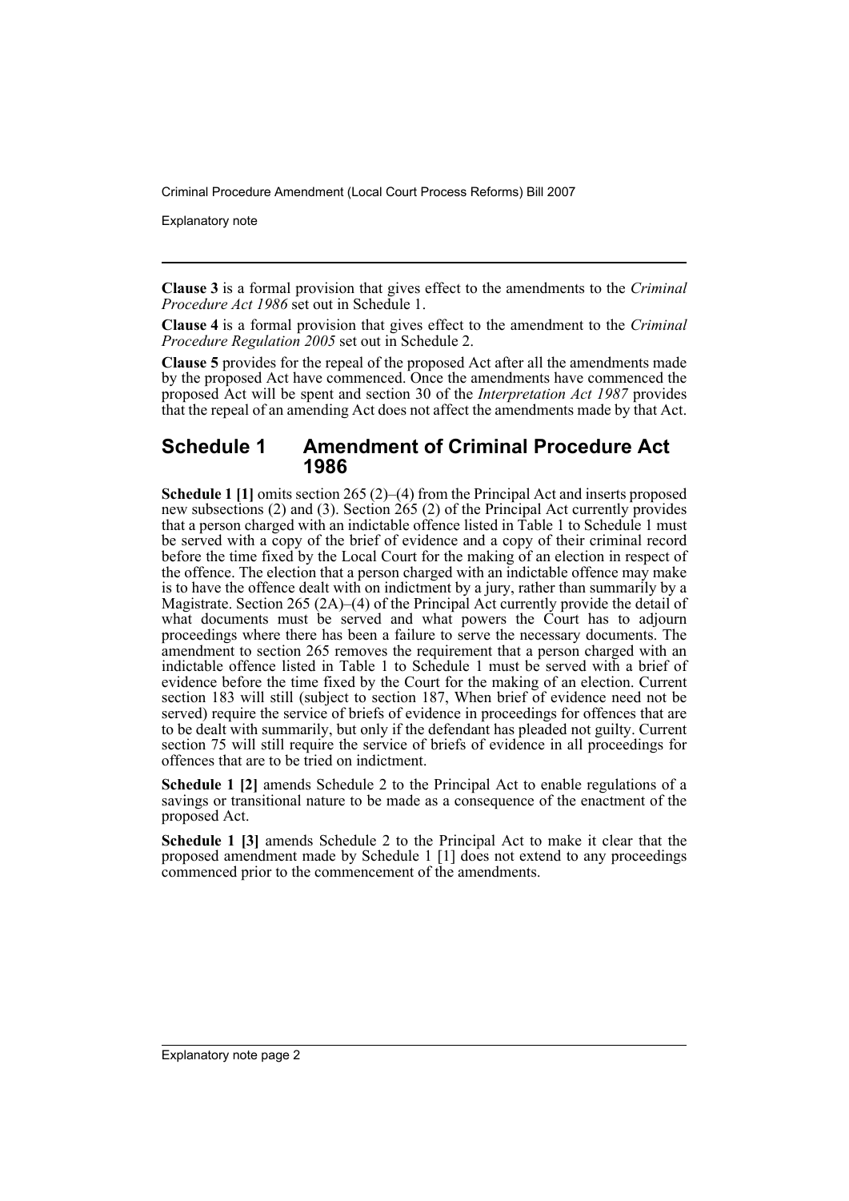**Clause 3** is a formal provision that gives effect to the amendments to the *Criminal Procedure Act 1986* set out in Schedule 1.

**Clause 4** is a formal provision that gives effect to the amendment to the *Criminal Procedure Regulation 2005* set out in Schedule 2.

**Clause 5** provides for the repeal of the proposed Act after all the amendments made by the proposed Act have commenced. Once the amendments have commenced the proposed Act will be spent and section 30 of the *Interpretation Act 1987* provides that the repeal of an amending Act does not affect the amendments made by that Act.

## Schedule 1 Amendment of Criminal Procedure Act 1986

**Schedule 1 [1]** omits section 265 (2)–(4) from the Principal Act and inserts proposed new subsections (2) and (3). Section 265 (2) of the Principal Act currently provides that a person charged with an indictable offence listed in Table 1 to Schedule 1 must be served with a copy of the brief of evidence and a copy of their criminal record before the time fixed by the Local Court for the making of an election in respect of the offence. The election that a person charged with an indictable offence may make is to have the offence dealt with on indictment by a jury, rather than summarily by a Magistrate. Section 265 (2A)–(4) of the Principal Act currently provide the detail of what documents must be served and what powers the Court has to adjourn proceedings where there has been a failure to serve the necessary documents. The amendment to section 265 removes the requirement that a person charged with an indictable offence listed in Table 1 to Schedule 1 must be served with a brief of evidence before the time fixed by the Court for the making of an election. Current section 183 will still (subject to section 187, When brief of evidence need not be served) require the service of briefs of evidence in proceedings for offences that are to be dealt with summarily, but only if the defendant has pleaded not guilty. Current section 75 will still require the service of briefs of evidence in all proceedings for offences that are to be tried on indictment.

**Schedule 1 [2]** amends Schedule 2 to the Principal Act to enable regulations of a savings or transitional nature to be made as a consequence of the enactment of the proposed Act.

**Schedule 1 [3]** amends Schedule 2 to the Principal Act to make it clear that the proposed amendment made by Schedule 1 [1] does not extend to any proceedings commenced prior to the commencement of the amendments.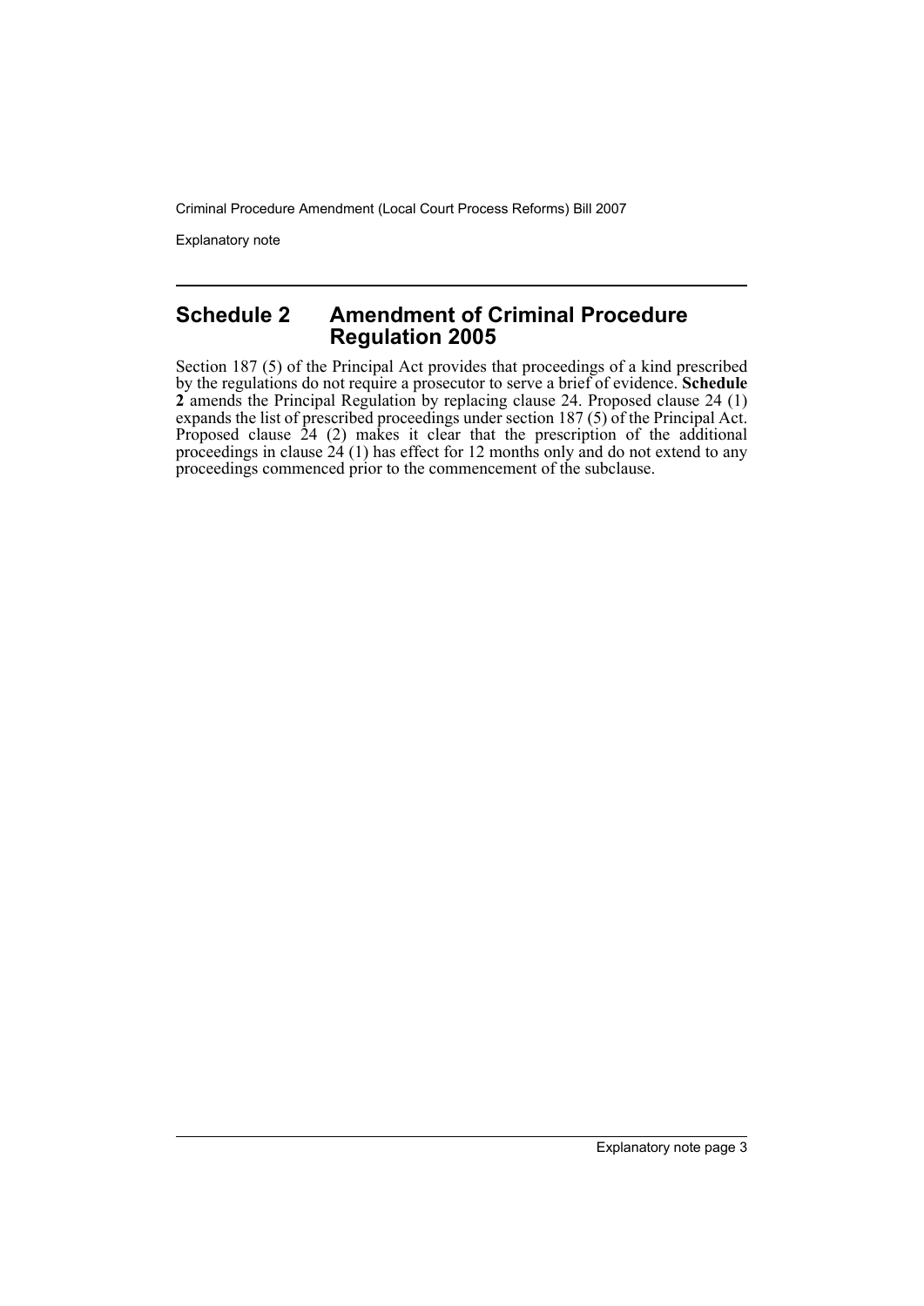## Schedule 2 Amendment of Criminal Procedure Regulation 2005

Section 187 (5) of the Principal Act provides that proceedings of a kind prescribed by the regulations do not require a prosecutor to serve a brief of evidence. **Schedule 2** amends the Principal Regulation by replacing clause 24. Proposed clause 24 (1) expands the list of prescribed proceedings under section 187 (5) of the Principal Act. Proposed clause 24 (2) makes it clear that the prescription of the additional proceedings in clause 24 (1) has effect for 12 months only and do not extend to any proceedings commenced prior to the commencement of the subclause.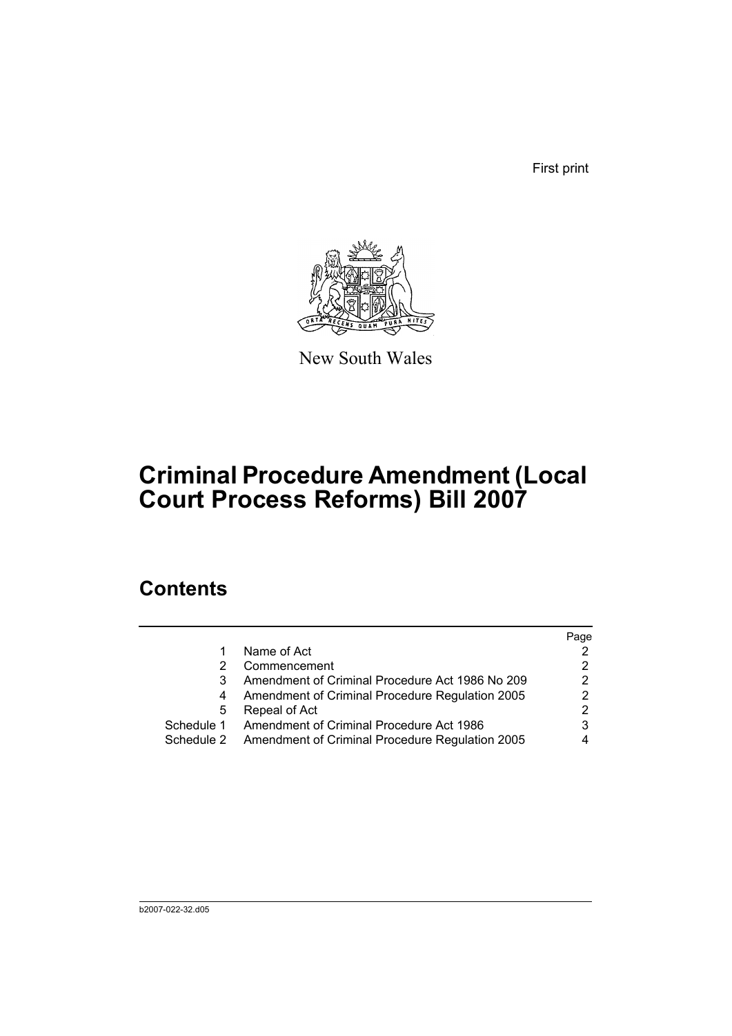First print

New South Wales

# Criminal Procedure Amendment (Local Court Process Reforms) Bill 2007

## Contents

| | | Page |
|---|---|---|
| 1 | Name of Act | 2 |
| 2 | Commencement | 2 |
| 3 | Amendment of Criminal Procedure Act 1986 No 209 | 2 |
| 4 | Amendment of Criminal Procedure Regulation 2005 | 2 |
| 5 | Repeal of Act | 2 |
| Schedule 1 | Amendment of Criminal Procedure Act 1986 | 3 |
| Schedule 2 | Amendment of Criminal Procedure Regulation 2005 | 4 |

b2007-022-32.d05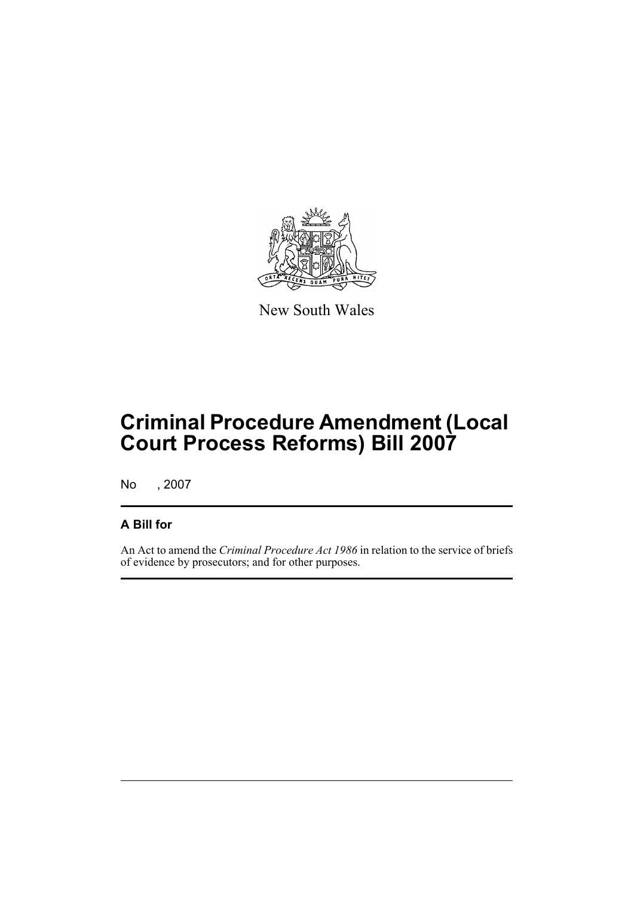New South Wales

# Criminal Procedure Amendment (Local Court Process Reforms) Bill 2007

No , 2007

## A Bill for

An Act to amend the *Criminal Procedure Act 1986* in relation to the service of briefs of evidence by prosecutors; and for other purposes.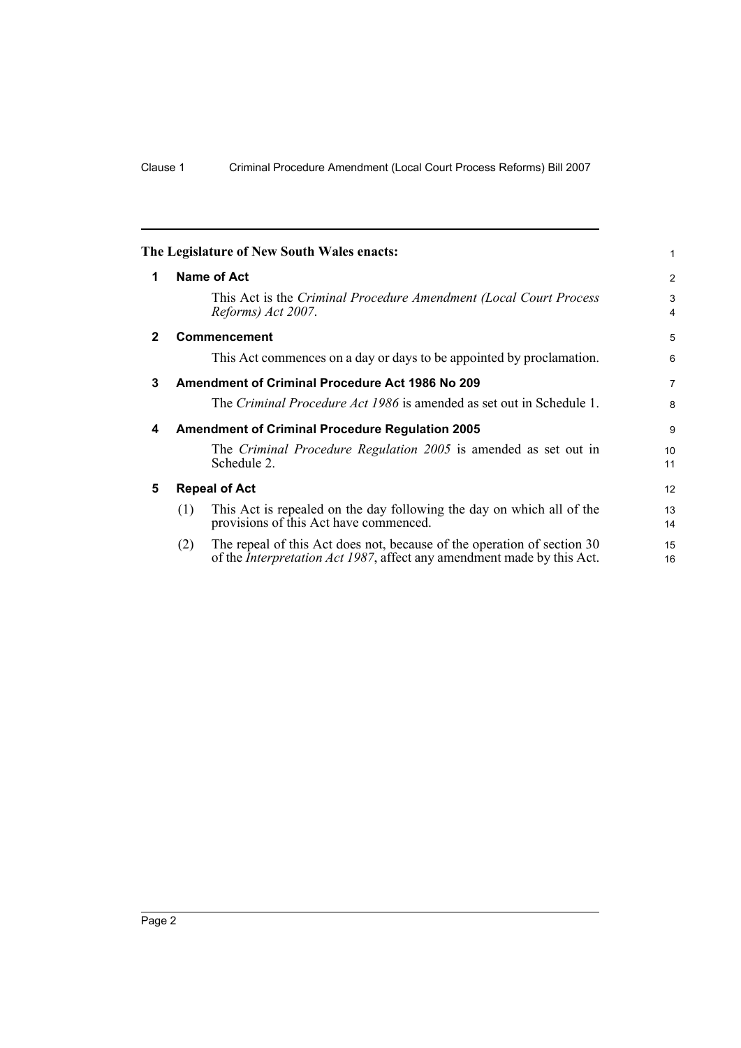**The Legislature of New South Wales enacts:**

## 1 Name of Act

This Act is the *Criminal Procedure Amendment (Local Court Process Reforms) Act 2007*.

## 2 Commencement

This Act commences on a day or days to be appointed by proclamation.

## 3 Amendment of Criminal Procedure Act 1986 No 209

The *Criminal Procedure Act 1986* is amended as set out in Schedule 1.

## 4 Amendment of Criminal Procedure Regulation 2005

The *Criminal Procedure Regulation 2005* is amended as set out in Schedule 2.

## 5 Repeal of Act

(1) This Act is repealed on the day following the day on which all of the provisions of this Act have commenced.

(2) The repeal of this Act does not, because of the operation of section 30 of the *Interpretation Act 1987*, affect any amendment made by this Act.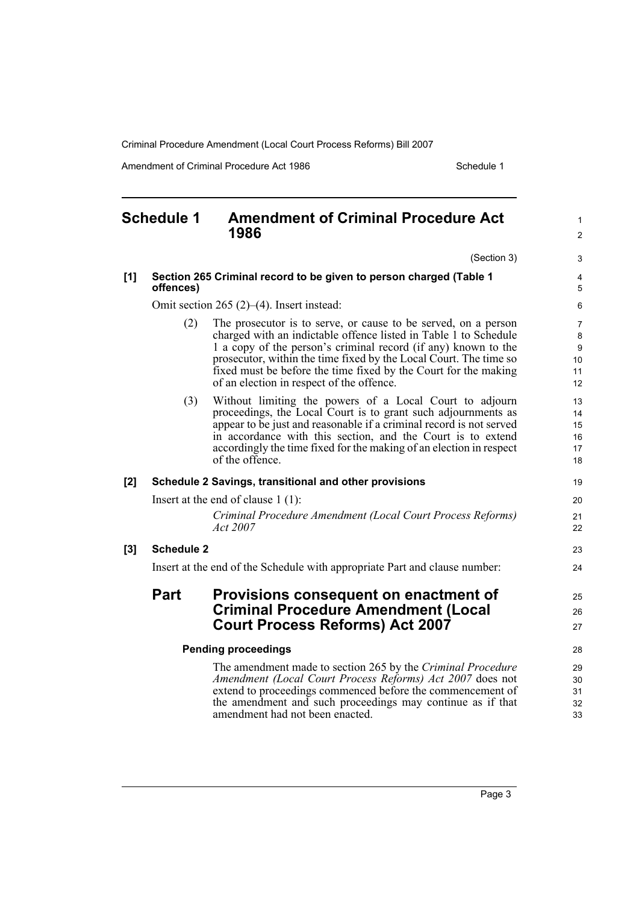## Schedule 1 Amendment of Criminal Procedure Act 1986

(Section 3)

**[1] Section 265 Criminal record to be given to person charged (Table 1 offences)**

Omit section 265 (2)–(4). Insert instead:

(2) The prosecutor is to serve, or cause to be served, on a person charged with an indictable offence listed in Table 1 to Schedule 1 a copy of the person's criminal record (if any) known to the prosecutor, within the time fixed by the Local Court. The time so fixed must be before the time fixed by the Court for the making of an election in respect of the offence.

(3) Without limiting the powers of a Local Court to adjourn proceedings, the Local Court is to grant such adjournments as appear to be just and reasonable if a criminal record is not served in accordance with this section, and the Court is to extend accordingly the time fixed for the making of an election in respect of the offence.

**[2] Schedule 2 Savings, transitional and other provisions**

Insert at the end of clause 1 (1):

*Criminal Procedure Amendment (Local Court Process Reforms) Act 2007*

**[3] Schedule 2**

Insert at the end of the Schedule with appropriate Part and clause number:

### Part Provisions consequent on enactment of Criminal Procedure Amendment (Local Court Process Reforms) Act 2007

**Pending proceedings**

The amendment made to section 265 by the *Criminal Procedure Amendment (Local Court Process Reforms) Act 2007* does not extend to proceedings commenced before the commencement of the amendment and such proceedings may continue as if that amendment had not been enacted.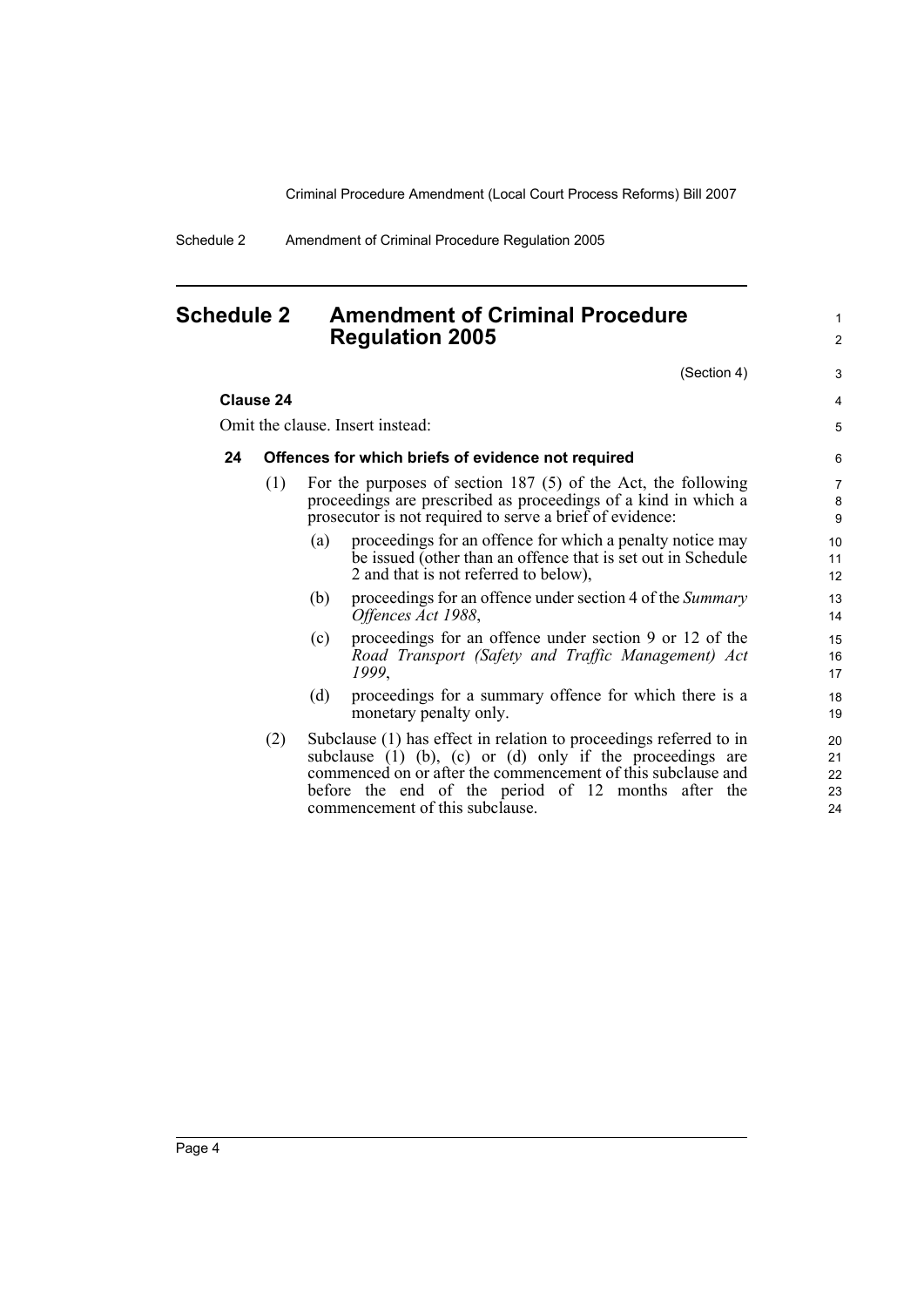# Schedule 2 Amendment of Criminal Procedure Regulation 2005

(Section 4)

**Clause 24**

Omit the clause. Insert instead:

**24 Offences for which briefs of evidence not required**

(1) For the purposes of section 187 (5) of the Act, the following proceedings are prescribed as proceedings of a kind in which a prosecutor is not required to serve a brief of evidence:

(a) proceedings for an offence for which a penalty notice may be issued (other than an offence that is set out in Schedule 2 and that is not referred to below),

(b) proceedings for an offence under section 4 of the *Summary Offences Act 1988*,

(c) proceedings for an offence under section 9 or 12 of the *Road Transport (Safety and Traffic Management) Act 1999*,

(d) proceedings for a summary offence for which there is a monetary penalty only.

(2) Subclause (1) has effect in relation to proceedings referred to in subclause (1) (b), (c) or (d) only if the proceedings are commenced on or after the commencement of this subclause and before the end of the period of 12 months after the commencement of this subclause.